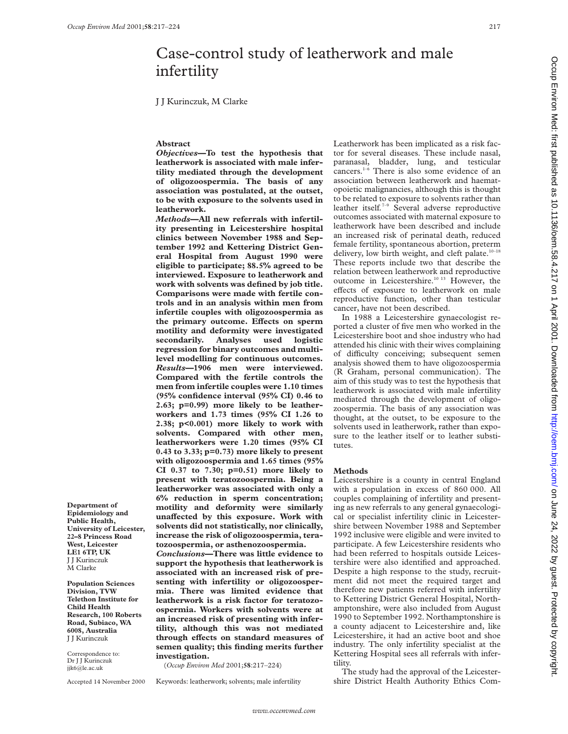# Case-control study of leatherwork and male infertility

J J Kurinczuk, M Clarke

Department of Epidemiology and Public Health, University of Leicester, 22–8 Princess Road West, Leicester LE1 6TP, UK
J J Kurinczuk
M Clarke

Population Sciences Division, TVW Telethon Institute for Child Health Research, 100 Roberts Road, Subiaco, WA 6008, Australia
J J Kurinczuk

Correspondence to: Dr J J Kurinczuk
jjk6@le.ac.uk

Accepted 14 November 2000

## Abstract

***Objectives*—To test the hypothesis that leatherwork is associated with male infertility mediated through the development of oligozoospermia. The basis of any association was postulated, at the outset, to be with exposure to the solvents used in leatherwork.**

***Methods*—All new referrals with infertility presenting in Leicestershire hospital clinics between November 1988 and September 1992 and Kettering District General Hospital from August 1990 were eligible to participate; 88.5% agreed to be interviewed. Exposure to leatherwork and work with solvents was defined by job title. Comparisons were made with fertile controls and in an analysis within men from infertile couples with oligozoospermia as the primary outcome. Effects on sperm motility and deformity were investigated secondarily. Analyses used logistic regression for binary outcomes and multilevel modelling for continuous outcomes.**

***Results*—1906 men were interviewed. Compared with the fertile controls the men from infertile couples were 1.10 times (95% confidence interval (95% CI) 0.46 to 2.63; p=0.99) more likely to be leatherworkers and 1.73 times (95% CI 1.26 to 2.38; p<0.001) more likely to work with solvents. Compared with other men, leatherworkers were 1.20 times (95% CI 0.43 to 3.33; p=0.73) more likely to present with oligozoospermia and 1.65 times (95% CI 0.37 to 7.30; p=0.51) more likely to present with teratozoospermia. Being a leatherworker was associated with only a 6% reduction in sperm concentration; motility and deformity were similarly unaffected by this exposure. Work with solvents did not statistically, nor clinically, increase the risk of oligozoospermia, teratozoospermia, or asthenozoospermia.**

***Conclusions*—There was little evidence to support the hypothesis that leatherwork is associated with an increased risk of presenting with infertility or oligozoospermia. There was limited evidence that leatherwork is a risk factor for teratozoospermia. Workers with solvents were at an increased risk of presenting with infertility, although this was not mediated through effects on standard measures of semen quality; this finding merits further investigation.**

(*Occup Environ Med* 2001;**58**:217–224)

Keywords: leatherwork; solvents; male infertility

Leatherwork has been implicated as a risk factor for several diseases. These include nasal, paranasal, bladder, lung, and testicular cancers.[1–6] There is also some evidence of an association between leatherwork and haematopoietic malignancies, although this is thought to be related to exposure to solvents rather than leather itself.[7–9] Several adverse reproductive outcomes associated with maternal exposure to leatherwork have been described and include an increased risk of perinatal death, reduced female fertility, spontaneous abortion, preterm delivery, low birth weight, and cleft palate.[10–18] These reports include two that describe the relation between leatherwork and reproductive outcome in Leicestershire.[10 13] However, the effects of exposure to leatherwork on male reproductive function, other than testicular cancer, have not been described.

In 1988 a Leicestershire gynaecologist reported a cluster of five men who worked in the Leicestershire boot and shoe industry who had attended his clinic with their wives complaining of difficulty conceiving; subsequent semen analysis showed them to have oligozoospermia (R Graham, personal communication). The aim of this study was to test the hypothesis that leatherwork is associated with male infertility mediated through the development of oligozoospermia. The basis of any association was thought, at the outset, to be exposure to the solvents used in leatherwork, rather than exposure to the leather itself or to leather substitutes.

## Methods

Leicestershire is a county in central England with a population in excess of 860 000. All couples complaining of infertility and presenting as new referrals to any general gynaecological or specialist infertility clinic in Leicestershire between November 1988 and September 1992 inclusive were eligible and were invited to participate. A few Leicestershire residents who had been referred to hospitals outside Leicestershire were also identified and approached. Despite a high response to the study, recruitment did not meet the required target and therefore new patients referred with infertility to Kettering District General Hospital, Northamptonshire, were also included from August 1990 to September 1992. Northamptonshire is a county adjacent to Leicestershire and, like Leicestershire, it had an active boot and shoe industry. The only infertility specialist at the Kettering Hospital sees all referrals with infertility.

The study had the approval of the Leicestershire District Health Authority Ethics Com-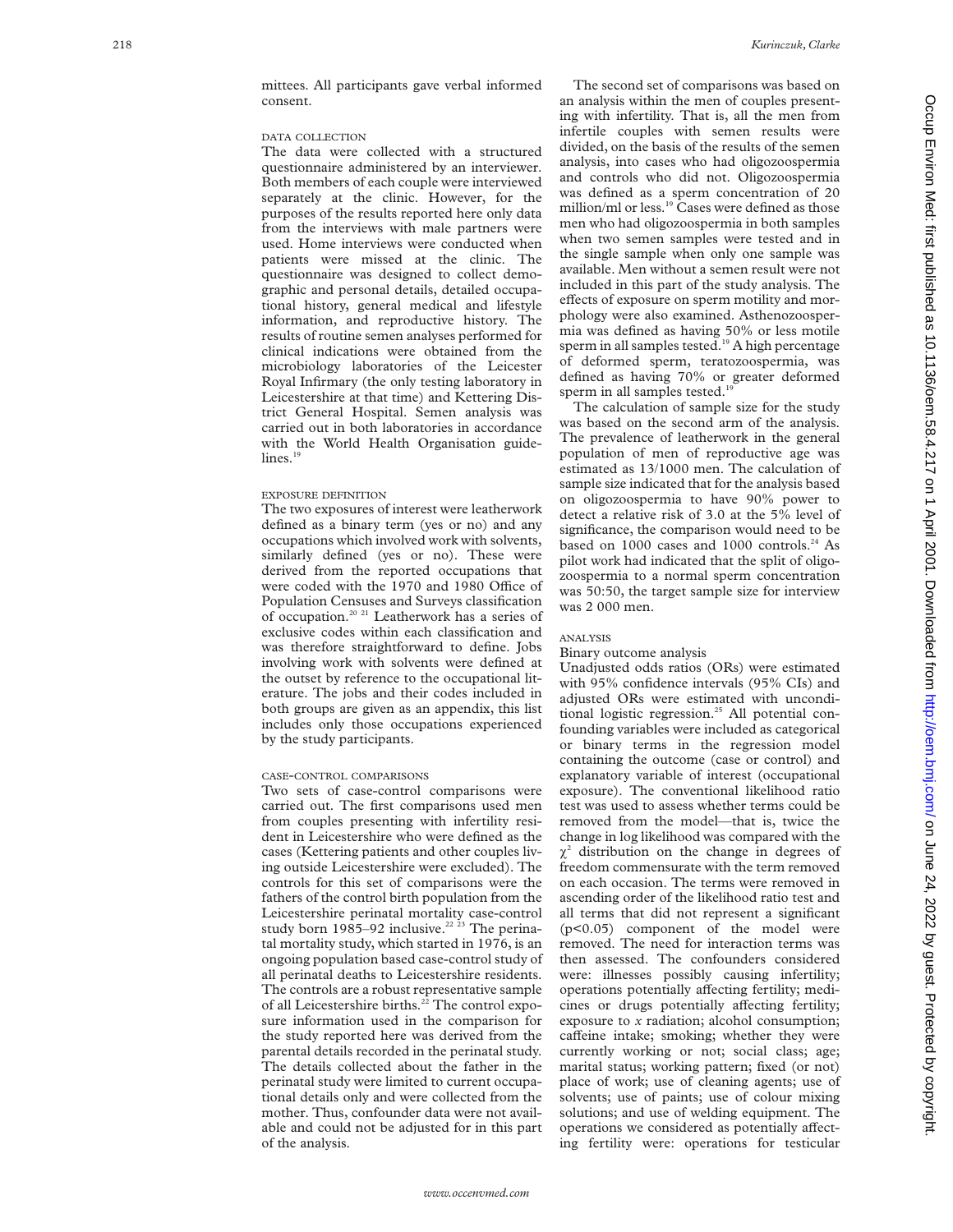mittees. All participants gave verbal informed consent.

### DATA COLLECTION

The data were collected with a structured questionnaire administered by an interviewer. Both members of each couple were interviewed separately at the clinic. However, for the purposes of the results reported here only data from the interviews with male partners were used. Home interviews were conducted when patients were missed at the clinic. The questionnaire was designed to collect demographic and personal details, detailed occupational history, general medical and lifestyle information, and reproductive history. The results of routine semen analyses performed for clinical indications were obtained from the microbiology laboratories of the Leicester Royal Infirmary (the only testing laboratory in Leicestershire at that time) and Kettering District General Hospital. Semen analysis was carried out in both laboratories in accordance with the World Health Organisation guidelines.[19]

### EXPOSURE DEFINITION

The two exposures of interest were leatherwork defined as a binary term (yes or no) and any occupations which involved work with solvents, similarly defined (yes or no). These were derived from the reported occupations that were coded with the 1970 and 1980 Office of Population Censuses and Surveys classification of occupation.[20 21] Leatherwork has a series of exclusive codes within each classification and was therefore straightforward to define. Jobs involving work with solvents were defined at the outset by reference to the occupational literature. The jobs and their codes included in both groups are given as an appendix, this list includes only those occupations experienced by the study participants.

### CASE-CONTROL COMPARISONS

Two sets of case-control comparisons were carried out. The first comparisons used men from couples presenting with infertility resident in Leicestershire who were defined as the cases (Kettering patients and other couples living outside Leicestershire were excluded). The controls for this set of comparisons were the fathers of the control birth population from the Leicestershire perinatal mortality case-control study born 1985–92 inclusive.[22 23] The perinatal mortality study, which started in 1976, is an ongoing population based case-control study of all perinatal deaths to Leicestershire residents. The controls are a robust representative sample of all Leicestershire births.[22] The control exposure information used in the comparison for the study reported here was derived from the parental details recorded in the perinatal study. The details collected about the father in the perinatal study were limited to current occupational details only and were collected from the mother. Thus, confounder data were not available and could not be adjusted for in this part of the analysis.

The second set of comparisons was based on an analysis within the men of couples presenting with infertility. That is, all the men from infertile couples with semen results were divided, on the basis of the results of the semen analysis, into cases who had oligozoospermia and controls who did not. Oligozoospermia was defined as a sperm concentration of 20 million/ml or less.[19] Cases were defined as those men who had oligozoospermia in both samples when two semen samples were tested and in the single sample when only one sample was available. Men without a semen result were not included in this part of the study analysis. The effects of exposure on sperm motility and morphology were also examined. Asthenozoospermia was defined as having 50% or less motile sperm in all samples tested.[19] A high percentage of deformed sperm, teratozoospermia, was defined as having 70% or greater deformed sperm in all samples tested.[19]

The calculation of sample size for the study was based on the second arm of the analysis. The prevalence of leatherwork in the general population of men of reproductive age was estimated as 13/1000 men. The calculation of sample size indicated that for the analysis based on oligozoospermia to have 90% power to detect a relative risk of 3.0 at the 5% level of significance, the comparison would need to be based on 1000 cases and 1000 controls.[24] As pilot work had indicated that the split of oligozoospermia to a normal sperm concentration was 50:50, the target sample size for interview was 2 000 men.

### ANALYSIS

#### Binary outcome analysis

Unadjusted odds ratios (ORs) were estimated with 95% confidence intervals (95% CIs) and adjusted ORs were estimated with unconditional logistic regression.[25] All potential confounding variables were included as categorical or binary terms in the regression model containing the outcome (case or control) and explanatory variable of interest (occupational exposure). The conventional likelihood ratio test was used to assess whether terms could be removed from the model—that is, twice the change in log likelihood was compared with the $\chi^2$ distribution on the change in degrees of freedom commensurate with the term removed on each occasion. The terms were removed in ascending order of the likelihood ratio test and all terms that did not represent a significant ($p<0.05$) component of the model were removed. The need for interaction terms was then assessed. The confounders considered were: illnesses possibly causing infertility; operations potentially affecting fertility; medicines or drugs potentially affecting fertility; exposure to *x* radiation; alcohol consumption; caffeine intake; smoking; whether they were currently working or not; social class; age; marital status; working pattern; fixed (or not) place of work; use of cleaning agents; use of solvents; use of paints; use of colour mixing solutions; and use of welding equipment. The operations we considered as potentially affecting fertility were: operations for testicular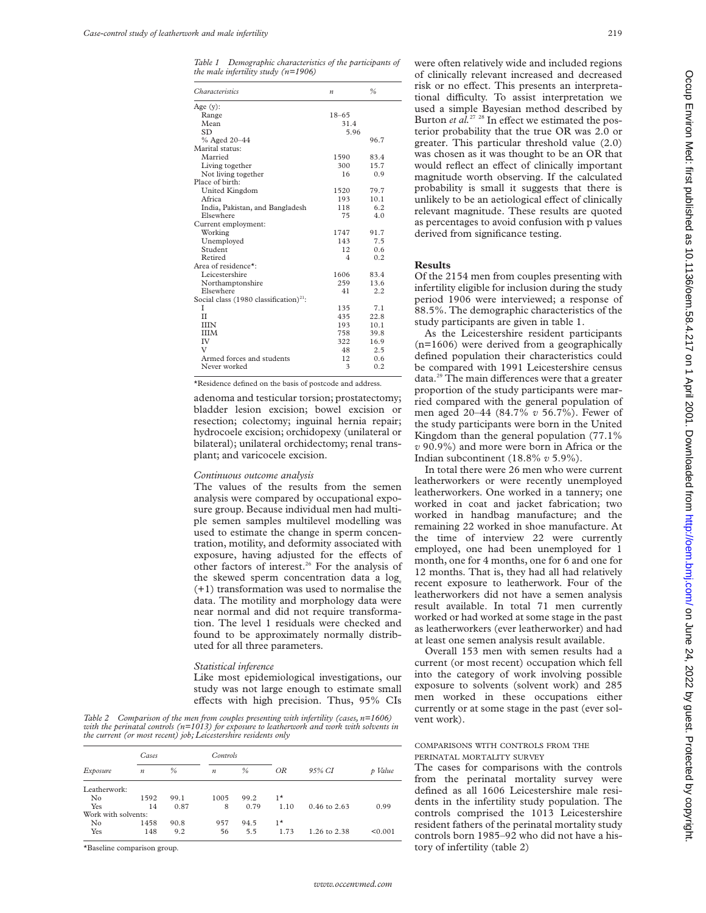*Table 1 Demographic characteristics of the participants of the male infertility study (n=1906)*

| *Characteristics* | *n* | *%* |
|---|---|---|
| Age (y): | | |
| Range | 18–65 | |
| Mean | 31.4 | |
| SD | 5.96 | |
| % Aged 20–44 | | 96.7 |
| Marital status: | | |
| Married | 1590 | 83.4 |
| Living together | 300 | 15.7 |
| Not living together | 16 | 0.9 |
| Place of birth: | | |
| United Kingdom | 1520 | 79.7 |
| Africa | 193 | 10.1 |
| India, Pakistan, and Bangladesh | 118 | 6.2 |
| Elsewhere | 75 | 4.0 |
| Current employment: | | |
| Working | 1747 | 91.7 |
| Unemployed | 143 | 7.5 |
| Student | 12 | 0.6 |
| Retired | 4 | 0.2 |
| Area of residence*: | | |
| Leicestershire | 1606 | 83.4 |
| Northamptonshire | 259 | 13.6 |
| Elsewhere | 41 | 2.2 |
| Social class (1980 classification)[21]: | | |
| I | 135 | 7.1 |
| II | 435 | 22.8 |
| IIIN | 193 | 10.1 |
| IIIM | 758 | 39.8 |
| IV | 322 | 16.9 |
| V | 48 | 2.5 |
| Armed forces and students | 12 | 0.6 |
| Never worked | 3 | 0.2 |

*Residence defined on the basis of postcode and address.

adenoma and testicular torsion; prostatectomy; bladder lesion excision; bowel excision or resection; colectomy; inguinal hernia repair; hydrocoele excision; orchidopexy (unilateral or bilateral); unilateral orchidectomy; renal transplant; and varicocele excision.

*Continuous outcome analysis*

The values of the results from the semen analysis were compared by occupational exposure group. Because individual men had multiple semen samples multilevel modelling was used to estimate the change in sperm concentration, motility, and deformity associated with exposure, having adjusted for the effects of other factors of interest.[26] For the analysis of the skewed sperm concentration data a $\log_e(+1)$ transformation was used to normalise the data. The motility and morphology data were near normal and did not require transformation. The level 1 residuals were checked and found to be approximately normally distributed for all three parameters.

*Statistical inference*

Like most epidemiological investigations, our study was not large enough to estimate small effects with high precision. Thus, 95% CIs were often relatively wide and included regions of clinically relevant increased and decreased risk or no effect. This presents an interpretational difficulty. To assist interpretation we used a simple Bayesian method described by Burton *et al.*[27 28] In effect we estimated the posterior probability that the true OR was 2.0 or greater. This particular threshold value (2.0) was chosen as it was thought to be an OR that would reflect an effect of clinically important magnitude worth observing. If the calculated probability is small it suggests that there is unlikely to be an aetiological effect of clinically relevant magnitude. These results are quoted as percentages to avoid confusion with p values derived from significance testing.

## Results

Of the 2154 men from couples presenting with infertility eligible for inclusion during the study period 1906 were interviewed; a response of 88.5%. The demographic characteristics of the study participants are given in table 1.

As the Leicestershire resident participants (n=1606) were derived from a geographically defined population their characteristics could be compared with 1991 Leicestershire census data.[29] The main differences were that a greater proportion of the study participants were married compared with the general population of men aged 20–44 (84.7% *v* 56.7%). Fewer of the study participants were born in the United Kingdom than the general population (77.1% *v* 90.9%) and more were born in Africa or the Indian subcontinent (18.8% *v* 5.9%).

In total there were 26 men who were current leatherworkers or were recently unemployed leatherworkers. One worked in a tannery; one worked in coat and jacket fabrication; two worked in handbag manufacture; and the remaining 22 worked in shoe manufacture. At the time of interview 22 were currently employed, one had been unemployed for 1 month, one for 4 months, one for 6 and one for 12 months. That is, they had all had relatively recent exposure to leatherwork. Four of the leatherworkers did not have a semen analysis result available. In total 71 men currently worked or had worked at some stage in the past as leatherworkers (ever leatherworker) and had at least one semen analysis result available.

Overall 153 men with semen results had a current (or most recent) occupation which fell into the category of work involving possible exposure to solvents (solvent work) and 285 men worked in these occupations either currently or at some stage in the past (ever solvent work).

### COMPARISONS WITH CONTROLS FROM THE PERINATAL MORTALITY SURVEY

The cases for comparisons with the controls from the perinatal mortality survey were defined as all 1606 Leicestershire male residents in the infertility study population. The controls comprised the 1013 Leicestershire resident fathers of the perinatal mortality study controls born 1985–92 who did not have a history of infertility (table 2)

*Table 2 Comparison of the men from couples presenting with infertility (cases, n=1606) with the perinatal controls (n=1013) for exposure to leatherwork and work with solvents in the current (or most recent) job; Leicestershire residents only*

| *Exposure* | *Cases* | | *Controls* | | *OR* | *95% CI* | *p Value* |
|---|---|---|---|---|---|---|---|
| | *n* | *%* | *n* | *%* | | | |
| Leatherwork: | | | | | | | |
| No | 1592 | 99.1 | 1005 | 99.2 | 1* | | |
| Yes | 14 | 0.87 | 8 | 0.79 | 1.10 | 0.46 to 2.63 | 0.99 |
| Work with solvents: | | | | | | | |
| No | 1458 | 90.8 | 957 | 94.5 | 1* | | |
| Yes | 148 | 9.2 | 56 | 5.5 | 1.73 | 1.26 to 2.38 | <0.001 |

*Baseline comparison group.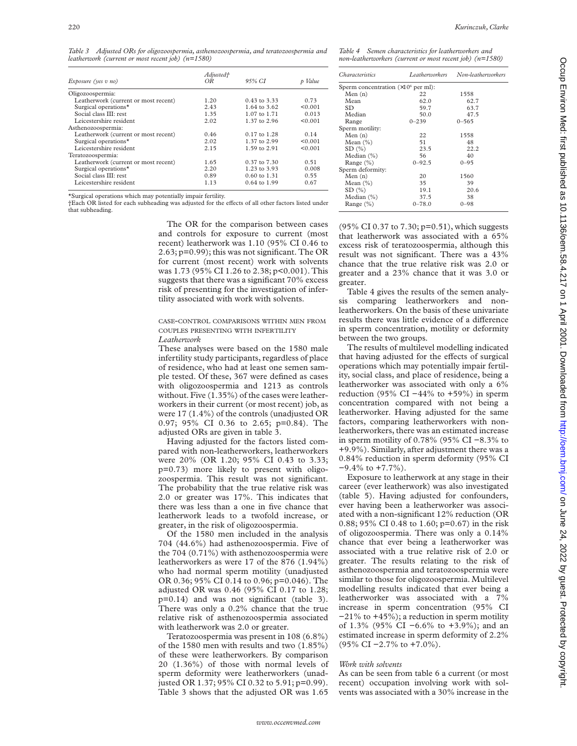*Table 3 Adjusted ORs for oligozoospermia, asthenozoospermia, and teratozoospermia and leatherwork (current or most recent job) (n=1580)*

| Exposure (yes v no) | Adjusted† OR | 95% CI | p Value |
|---|---|---|---|
| Oligozoospermia: | | | |
| Leatherwork (current or most recent) | 1.20 | 0.43 to 3.33 | 0.73 |
| Surgical operations* | 2.43 | 1.64 to 3.62 | <0.001 |
| Social class III: rest | 1.35 | 1.07 to 1.71 | 0.013 |
| Leicestershire resident | 2.02 | 1.37 to 2.96 | <0.001 |
| Asthenozoospermia: | | | |
| Leatherwork (current or most recent) | 0.46 | 0.17 to 1.28 | 0.14 |
| Surgical operations* | 2.02 | 1.37 to 2.99 | <0.001 |
| Leicestershire resident | 2.15 | 1.59 to 2.91 | <0.001 |
| Teratozoospermia: | | | |
| Leatherwork (current or most recent) | 1.65 | 0.37 to 7.30 | 0.51 |
| Surgical operations* | 2.20 | 1.23 to 3.93 | 0.008 |
| Social class III: rest | 0.89 | 0.60 to 1.31 | 0.55 |
| Leicestershire resident | 1.13 | 0.64 to 1.99 | 0.67 |

*Surgical operations which may potentially impair fertility.
†Each OR listed for each subheading was adjusted for the effects of all other factors listed under that subheading.

The OR for the comparison between cases and controls for exposure to current (most recent) leatherwork was 1.10 (95% CI 0.46 to 2.63; p=0.99); this was not significant. The OR for current (most recent) work with solvents was 1.73 (95% CI 1.26 to 2.38; p<0.001). This suggests that there was a significant 70% excess risk of presenting for the investigation of infertility associated with work with solvents.

### CASE-CONTROL COMPARISONS WITHIN MEN FROM COUPLES PRESENTING WITH INFERTILITY

#### *Leatherwork*

These analyses were based on the 1580 male infertility study participants, regardless of place of residence, who had at least one semen sample tested. Of these, 367 were defined as cases with oligozoospermia and 1213 as controls without. Five (1.35%) of the cases were leatherworkers in their current (or most recent) job, as were 17 (1.4%) of the controls (unadjusted OR 0.97; 95% CI 0.36 to 2.65; p=0.84). The adjusted ORs are given in table 3.

Having adjusted for the factors listed compared with non-leatherworkers, leatherworkers were 20% (OR 1.20; 95% CI 0.43 to 3.33; p=0.73) more likely to present with oligozoospermia. This result was not significant. The probability that the true relative risk was 2.0 or greater was 17%. This indicates that there was less than a one in five chance that leatherwork leads to a twofold increase, or greater, in the risk of oligozoospermia.

Of the 1580 men included in the analysis 704 (44.6%) had asthenozoospermia. Five of the 704 (0.71%) with asthenozoospermia were leatherworkers as were 17 of the 876 (1.94%) who had normal sperm motility (unadjusted OR 0.36; 95% CI 0.14 to 0.96; p=0.046). The adjusted OR was 0.46 (95% CI 0.17 to 1.28; p=0.14) and was not significant (table 3). There was only a 0.2% chance that the true relative risk of asthenozoospermia associated with leatherwork was 2.0 or greater.

Teratozoospermia was present in 108 (6.8%) of the 1580 men with results and two (1.85%) of these were leatherworkers. By comparison 20 (1.36%) of those with normal levels of sperm deformity were leatherworkers (unadjusted OR 1.37; 95% CI 0.32 to 5.91; p=0.99). Table 3 shows that the adjusted OR was 1.65 (95% CI 0.37 to 7.30; p=0.51), which suggests that leatherwork was associated with a 65% excess risk of teratozoospermia, although this result was not significant. There was a 43% chance that the true relative risk was 2.0 or greater and a 23% chance that it was 3.0 or greater.

*Table 4 Semen characteristics for leatherworkers and non-leatherworkers (current or most recent job) (n=1580)*

| Characteristics | Leatherworkers | Non-leatherworkers |
|---|---|---|
| Sperm concentration ($\times 10^6$ per ml): | | |
| Men (n) | 22 | 1558 |
| Mean | 62.0 | 62.7 |
| SD | 59.7 | 63.7 |
| Median | 50.0 | 47.5 |
| Range | 0–239 | 0–565 |
| Sperm motility: | | |
| Men (n) | 22 | 1558 |
| Mean (%) | 51 | 48 |
| SD (%) | 23.5 | 22.2 |
| Median (%) | 56 | 40 |
| Range (%) | 0–92.5 | 0–95 |
| Sperm deformity: | | |
| Men (n) | 20 | 1560 |
| Mean (%) | 35 | 39 |
| SD (%) | 19.1 | 20.6 |
| Median (%) | 37.5 | 38 |
| Range (%) | 0–78.0 | 0–98 |

Table 4 gives the results of the semen analysis comparing leatherworkers and non-leatherworkers. On the basis of these univariate results there was little evidence of a difference in sperm concentration, motility or deformity between the two groups.

The results of multilevel modelling indicated that having adjusted for the effects of surgical operations which may potentially impair fertility, social class, and place of residence, being a leatherworker was associated with only a 6% reduction (95% CI −44% to +59%) in sperm concentration compared with not being a leatherworker. Having adjusted for the same factors, comparing leatherworkers with non-leatherworkers, there was an estimated increase in sperm motility of 0.78% (95% CI −8.3% to +9.9%). Similarly, after adjustment there was a 0.84% reduction in sperm deformity (95% CI −9.4% to +7.7%).

Exposure to leatherwork at any stage in their career (ever leatherwork) was also investigated (table 5). Having adjusted for confounders, ever having been a leatherworker was associated with a non-significant 12% reduction (OR 0.88; 95% CI 0.48 to 1.60; p=0.67) in the risk of oligozoospermia. There was only a 0.14% chance that ever being a leatherworker was associated with a true relative risk of 2.0 or greater. The results relating to the risk of asthenozoospermia and teratozoospermia were similar to those for oligozoospermia. Multilevel modelling results indicated that ever being a leatherworker was associated with a 7% increase in sperm concentration (95% CI −21% to +45%); a reduction in sperm motility of 1.3% (95% CI −6.6% to +3.9%); and an estimated increase in sperm deformity of 2.2% (95% CI −2.7% to +7.0%).

#### *Work with solvents*

As can be seen from table 6 a current (or most recent) occupation involving work with solvents was associated with a 30% increase in the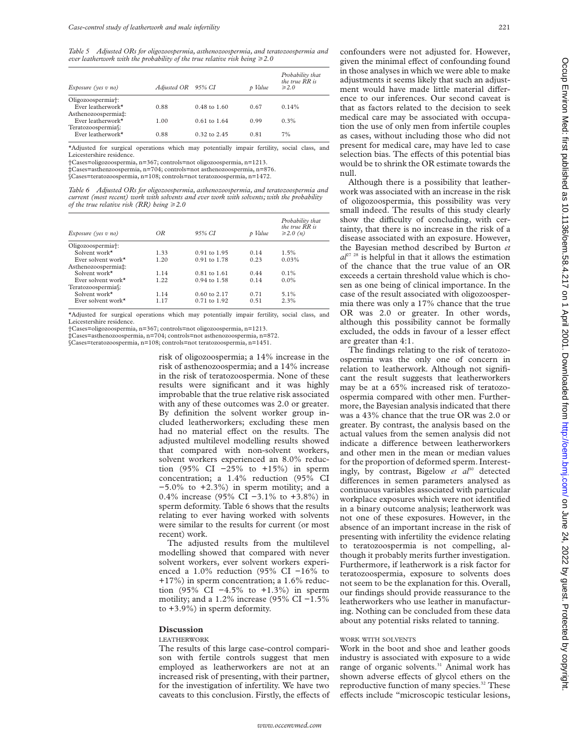*Table 5 Adjusted ORs for oligozoospermia, asthenozoospermia, and teratozoospermia and ever leatherwork with the probability of the true relative risk being ≥2.0*

| Exposure (yes v no) | Adjusted OR | 95% CI | p Value | Probability that the true RR is ≥2.0 |
|---|---|---|---|---|
| Oligozoospermia†: | | | | |
| Ever leatherwork* | 0.88 | 0.48 to 1.60 | 0.67 | 0.14% |
| Asthenozoospermia‡: | | | | |
| Ever leatherwork* | 1.00 | 0.61 to 1.64 | 0.99 | 0.3% |
| Teratozoospermia§: | | | | |
| Ever leatherwork* | 0.88 | 0.32 to 2.45 | 0.81 | 7% |

*Adjusted for surgical operations which may potentially impair fertility, social class, and Leicestershire residence.
†Cases=oligozoospermia, n=367; controls=not oligozoospermia, n=1213.
‡Cases=asthenzoospermia, n=704; controls=not asthenozoospermia, n=876.
§Cases=teratozoospermia, n=108; controls=not teratozoospermia, n=1472.

*Table 6 Adjusted ORs for oligozoospermia, asthenozoospermia, and teratozoospermia and current (most recent) work with solvents and ever work with solvents; with the probability of the true relative risk (RR) being ≥2.0*

| Exposure (yes v no) | OR | 95% CI | p Value | Probability that the true RR is ≥2.0 (n) |
|---|---|---|---|---|
| Oligozoospermia†: | | | | |
| Solvent work* | 1.33 | 0.91 to 1.95 | 0.14 | 1.5% |
| Ever solvent work* | 1.20 | 0.91 to 1.78 | 0.23 | 0.03% |
| Asthenozoospermia‡: | | | | |
| Solvent work* | 1.14 | 0.81 to 1.61 | 0.44 | 0.1% |
| Ever solvent work* | 1.22 | 0.94 to 1.58 | 0.14 | 0.0% |
| Teratozoospermia§: | | | | |
| Solvent work* | 1.14 | 0.60 to 2.17 | 0.71 | 5.1% |
| Ever solvent work* | 1.17 | 0.71 to 1.92 | 0.51 | 2.3% |

*Adjusted for surgical operations which may potentially impair fertility, social class, and Leicestershire residence.
†Cases=oligozoospermia, n=367; controls=not oligozoospermia, n=1213.
‡Cases=asthenozoospermia, n=704; controls=not asthenozoospermia, n=872.
§Cases=teratozoospermia, n=108; controls=not teratozoospermia, n=1451.

risk of oligozoospermia; a 14% increase in the risk of asthenozoospermia; and a 14% increase in the risk of teratozoospermia. None of these results were significant and it was highly improbable that the true relative risk associated with any of these outcomes was 2.0 or greater. By definition the solvent worker group included leatherworkers; excluding these men had no material effect on the results. The adjusted multilevel modelling results showed that compared with non-solvent workers, solvent workers experienced an 8.0% reduction (95% CI −25% to +15%) in sperm concentration; a 1.4% reduction (95% CI −5.0% to +2.3%) in sperm motility; and a 0.4% increase (95% CI −3.1% to +3.8%) in sperm deformity. Table 6 shows that the results relating to ever having worked with solvents were similar to the results for current (or most recent) work.

The adjusted results from the multilevel modelling showed that compared with never solvent workers, ever solvent workers experienced a 1.0% reduction (95% CI −16% to +17%) in sperm concentration; a 1.6% reduction (95% CI −4.5% to +1.3%) in sperm motility; and a 1.2% increase (95% CI −1.5% to +3.9%) in sperm deformity.

## Discussion

### LEATHERWORK

The results of this large case-control comparison with fertile controls suggest that men employed as leatherworkers are not at an increased risk of presenting, with their partner, for the investigation of infertility. We have two caveats to this conclusion. Firstly, the effects of confounders were not adjusted for. However, given the minimal effect of confounding found in those analyses in which we were able to make adjustments it seems likely that such an adjustment would have made little material difference to our inferences. Our second caveat is that as factors related to the decision to seek medical care may be associated with occupation the use of only men from infertile couples as cases, without including those who did not present for medical care, may have led to case selection bias. The effects of this potential bias would be to shrink the OR estimate towards the null.

Although there is a possibility that leatherwork was associated with an increase in the risk of oligozoospermia, this possibility was very small indeed. The results of this study clearly show the difficulty of concluding, with certainty, that there is no increase in the risk of a disease associated with an exposure. However, the Bayesian method described by Burton *et al*[27 28] is helpful in that it allows the estimation of the chance that the true value of an OR exceeds a certain threshold value which is chosen as one being of clinical importance. In the case of the result associated with oligozoospermia there was only a 17% chance that the true OR was 2.0 or greater. In other words, although this possibility cannot be formally excluded, the odds in favour of a lesser effect are greater than 4:1.

The findings relating to the risk of teratozoospermia was the only one of concern in relation to leatherwork. Although not significant the result suggests that leatherworkers may be at a 65% increased risk of teratozoospermia compared with other men. Furthermore, the Bayesian analysis indicated that there was a 43% chance that the true OR was 2.0 or greater. By contrast, the analysis based on the actual values from the semen analysis did not indicate a difference between leatherworkers and other men in the mean or median values for the proportion of deformed sperm. Interestingly, by contrast, Bigelow *et al*[30] detected differences in semen parameters analysed as continuous variables associated with particular workplace exposures which were not identified in a binary outcome analysis; leatherwork was not one of these exposures. However, in the absence of an important increase in the risk of presenting with infertility the evidence relating to teratozoospermia is not compelling, although it probably merits further investigation. Furthermore, if leatherwork is a risk factor for teratozoospermia, exposure to solvents does not seem to be the explanation for this. Overall, our findings should provide reassurance to the leatherworkers who use leather in manufacturing. Nothing can be concluded from these data about any potential risks related to tanning.

### WORK WITH SOLVENTS

Work in the boot and shoe and leather goods industry is associated with exposure to a wide range of organic solvents.[31] Animal work has shown adverse effects of glycol ethers on the reproductive function of many species.[32] These effects include "microscopic testicular lesions,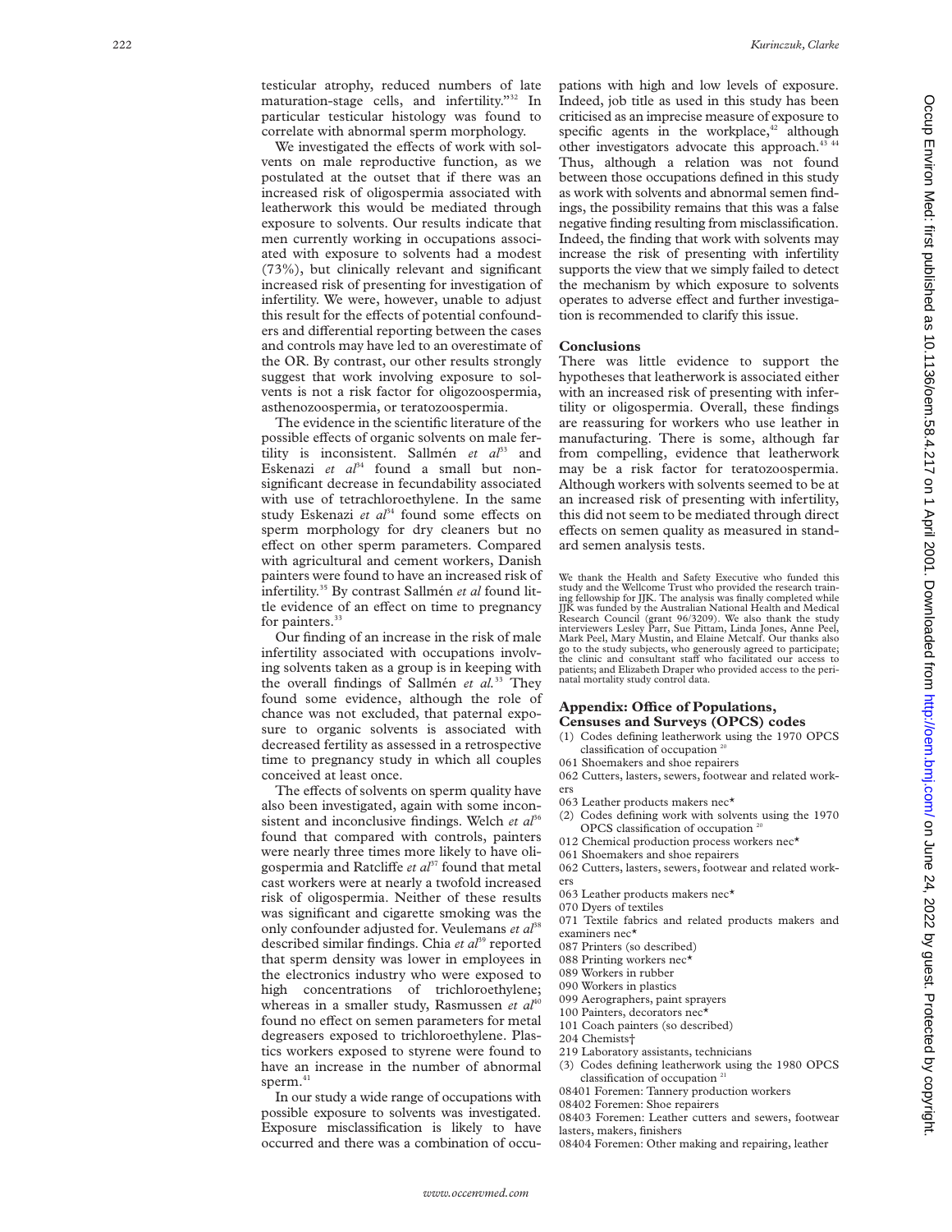testicular atrophy, reduced numbers of late maturation-stage cells, and infertility."[32] In particular testicular histology was found to correlate with abnormal sperm morphology.

We investigated the effects of work with solvents on male reproductive function, as we postulated at the outset that if there was an increased risk of oligospermia associated with leatherwork this would be mediated through exposure to solvents. Our results indicate that men currently working in occupations associated with exposure to solvents had a modest (73%), but clinically relevant and significant increased risk of presenting for investigation of infertility. We were, however, unable to adjust this result for the effects of potential confounders and differential reporting between the cases and controls may have led to an overestimate of the OR. By contrast, our other results strongly suggest that work involving exposure to solvents is not a risk factor for oligozoospermia, asthenozoospermia, or teratozoospermia.

The evidence in the scientific literature of the possible effects of organic solvents on male fertility is inconsistent. Sallmén *et al*[33] and Eskenazi *et al*[34] found a small but non-significant decrease in fecundability associated with use of tetrachloroethylene. In the same study Eskenazi *et al*[34] found some effects on sperm morphology for dry cleaners but no effect on other sperm parameters. Compared with agricultural and cement workers, Danish painters were found to have an increased risk of infertility.[35] By contrast Sallmén *et al* found little evidence of an effect on time to pregnancy for painters.[33]

Our finding of an increase in the risk of male infertility associated with occupations involving solvents taken as a group is in keeping with the overall findings of Sallmén *et al.*[33] They found some evidence, although the role of chance was not excluded, that paternal exposure to organic solvents is associated with decreased fertility as assessed in a retrospective time to pregnancy study in which all couples conceived at least once.

The effects of solvents on sperm quality have also been investigated, again with some inconsistent and inconclusive findings. Welch *et al*[36] found that compared with controls, painters were nearly three times more likely to have oligospermia and Ratcliffe *et al*[37] found that metal cast workers were at nearly a twofold increased risk of oligospermia. Neither of these results was significant and cigarette smoking was the only confounder adjusted for. Veulemans *et al*[38] described similar findings. Chia *et al*[39] reported that sperm density was lower in employees in the electronics industry who were exposed to high concentrations of trichloroethylene; whereas in a smaller study, Rasmussen *et al*[40] found no effect on semen parameters for metal degreasers exposed to trichloroethylene. Plastics workers exposed to styrene were found to have an increase in the number of abnormal sperm.[41]

In our study a wide range of occupations with possible exposure to solvents was investigated. Exposure misclassification is likely to have occurred and there was a combination of occupations with high and low levels of exposure. Indeed, job title as used in this study has been criticised as an imprecise measure of exposure to specific agents in the workplace,[42] although other investigators advocate this approach.[43 44] Thus, although a relation was not found between those occupations defined in this study as work with solvents and abnormal semen findings, the possibility remains that this was a false negative finding resulting from misclassification. Indeed, the finding that work with solvents may increase the risk of presenting with infertility supports the view that we simply failed to detect the mechanism by which exposure to solvents operates to adverse effect and further investigation is recommended to clarify this issue.

## Conclusions

There was little evidence to support the hypotheses that leatherwork is associated either with an increased risk of presenting with infertility or oligospermia. Overall, these findings are reassuring for workers who use leather in manufacturing. There is some, although far from compelling, evidence that leatherwork may be a risk factor for teratozoospermia. Although workers with solvents seemed to be at an increased risk of presenting with infertility, this did not seem to be mediated through direct effects on semen quality as measured in standard semen analysis tests.

We thank the Health and Safety Executive who funded this study and the Wellcome Trust who provided the research training fellowship for JJK. The analysis was finally completed while JJK was funded by the Australian National Health and Medical Research Council (grant 96/3209). We also thank the study interviewers Lesley Parr, Sue Pittam, Linda Jones, Anne Peel, Mark Peel, Mary Mustin, and Elaine Metcalf. Our thanks also go to the study subjects, who generously agreed to participate; the clinic and consultant staff who facilitated our access to patients; and Elizabeth Draper who provided access to the perinatal mortality study control data.

## Appendix: Office of Populations, Censuses and Surveys (OPCS) codes

(1) Codes defining leatherwork using the 1970 OPCS classification of occupation [20]

061 Shoemakers and shoe repairers
062 Cutters, lasters, sewers, footwear and related workers
063 Leather products makers nec*

(2) Codes defining work with solvents using the 1970 OPCS classification of occupation [20]

012 Chemical production process workers nec*
061 Shoemakers and shoe repairers
062 Cutters, lasters, sewers, footwear and related workers
063 Leather products makers nec*
070 Dyers of textiles
071 Textile fabrics and related products makers and examiners nec*
087 Printers (so described)
088 Printing workers nec*
089 Workers in rubber
090 Workers in plastics
099 Aerographers, paint sprayers
100 Painters, decorators nec*
101 Coach painters (so described)
204 Chemists†
219 Laboratory assistants, technicians

(3) Codes defining leatherwork using the 1980 OPCS classification of occupation [21]

08401 Foremen: Tannery production workers
08402 Foremen: Shoe repairers
08403 Foremen: Leather cutters and sewers, footwear lasters, makers, finishers
08404 Foremen: Other making and repairing, leather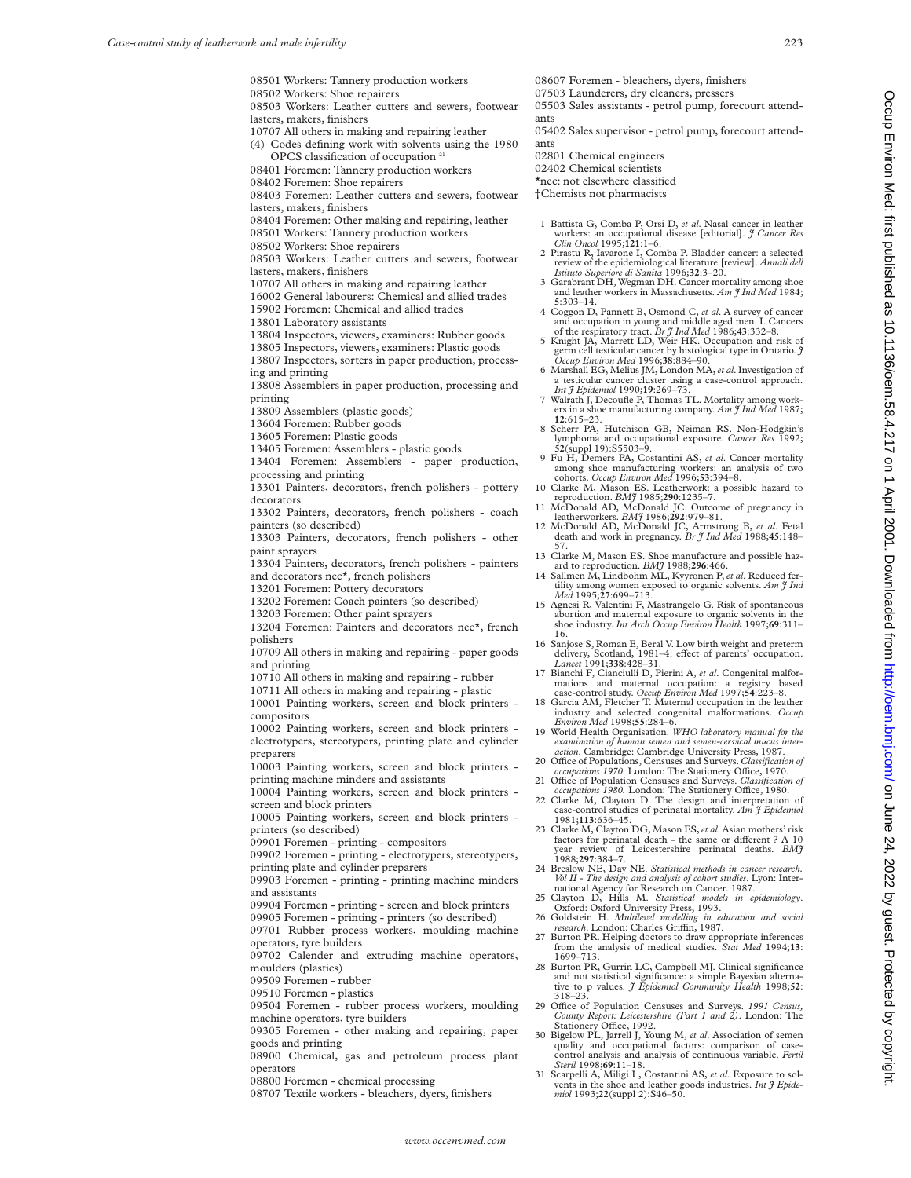08501 Workers: Tannery production workers
08502 Workers: Shoe repairers
08503 Workers: Leather cutters and sewers, footwear lasters, makers, finishers
10707 All others in making and repairing leather

(4) Codes defining work with solvents using the 1980 OPCS classification of occupation [21]

08401 Foremen: Tannery production workers
08402 Foremen: Shoe repairers
08403 Foremen: Leather cutters and sewers, footwear lasters, makers, finishers
08404 Foremen: Other making and repairing, leather
08501 Workers: Tannery production workers
08502 Workers: Shoe repairers
08503 Workers: Leather cutters and sewers, footwear lasters, makers, finishers
10707 All others in making and repairing leather
16002 General labourers: Chemical and allied trades
15902 Foremen: Chemical and allied trades
13801 Laboratory assistants
13804 Inspectors, viewers, examiners: Rubber goods
13805 Inspectors, viewers, examiners: Plastic goods
13807 Inspectors, sorters in paper production, processing and printing
13808 Assemblers in paper production, processing and printing
13809 Assemblers (plastic goods)
13604 Foremen: Rubber goods
13605 Foremen: Plastic goods
13405 Foremen: Assemblers - plastic goods
13404 Foremen: Assemblers - paper production, processing and printing
13301 Painters, decorators, french polishers - pottery decorators
13302 Painters, decorators, french polishers - coach painters (so described)
13303 Painters, decorators, french polishers - other paint sprayers
13304 Painters, decorators, french polishers - painters and decorators nec*, french polishers
13201 Foremen: Pottery decorators
13202 Foremen: Coach painters (so described)
13203 Foremen: Other paint sprayers
13204 Foremen: Painters and decorators nec*, french polishers
10709 All others in making and repairing - paper goods and printing
10710 All others in making and repairing - rubber
10711 All others in making and repairing - plastic
10001 Painting workers, screen and block printers - compositors
10002 Painting workers, screen and block printers - electrotypers, stereotypers, printing plate and cylinder preparers
10003 Painting workers, screen and block printers - printing machine minders and assistants
10004 Painting workers, screen and block printers - screen and block printers
10005 Painting workers, screen and block printers - printers (so described)
09901 Foremen - printing - compositors
09902 Foremen - printing - electrotypers, stereotypers, printing plate and cylinder preparers
09903 Foremen - printing - printing machine minders and assistants
09904 Foremen - printing - screen and block printers
09905 Foremen - printing - printers (so described)
09701 Rubber process workers, moulding machine operators, tyre builders
09702 Calender and extruding machine operators, moulders (plastics)
09509 Foremen - rubber
09510 Foremen - plastics
09504 Foremen - rubber process workers, moulding machine operators, tyre builders
09305 Foremen - other making and repairing, paper goods and printing
08900 Chemical, gas and petroleum process plant operators
08800 Foremen - chemical processing
08707 Textile workers - bleachers, dyers, finishers
08607 Foremen - bleachers, dyers, finishers
07503 Launderers, dry cleaners, pressers
05503 Sales assistants - petrol pump, forecourt attendants
05402 Sales supervisor - petrol pump, forecourt attendants
02801 Chemical engineers
02402 Chemical scientists

*nec: not elsewhere classified
†Chemists not pharmacists

1. Battista G, Comba P, Orsi D, *et al*. Nasal cancer in leather workers: an occupational disease [editorial]. *J Cancer Res Clin Oncol* 1995;**121**:1–6.
2. Pirastu R, Iavarone I, Comba P. Bladder cancer: a selected review of the epidemiological literature [review]. *Annali dell Istituto Superiore di Sanita* 1996;**32**:3–20.
3. Garabrant DH, Wegman DH. Cancer mortality among shoe and leather workers in Massachusetts. *Am J Ind Med* 1984;**5**:303–14.
4. Coggon D, Pannett B, Osmond C, *et al*. A survey of cancer and occupation in young and middle aged men. I. Cancers of the respiratory tract. *Br J Ind Med* 1986;**43**:332–8.
5. Knight JA, Marrett LD, Weir HK. Occupation and risk of germ cell testicular cancer by histological type in Ontario. *J Occup Environ Med* 1996;**38**:884–90.
6. Marshall EG, Melius JM, London MA, *et al*. Investigation of a testicular cancer cluster using a case-control approach. *Int J Epidemiol* 1990;**19**:269–73.
7. Walrath J, Decoufle P, Thomas TL. Mortality among workers in a shoe manufacturing company. *Am J Ind Med* 1987;**12**:615–23.
8. Scherr PA, Hutchison GB, Neiman RS. Non-Hodgkin's lymphoma and occupational exposure. *Cancer Res* 1992;**52**(suppl 19):S5503–9.
9. Fu H, Demers PA, Costantini AS, *et al*. Cancer mortality among shoe manufacturing workers: an analysis of two cohorts. *Occup Environ Med* 1996;**53**:394–8.
10. Clarke M, Mason ES. Leatherwork: a possible hazard to reproduction. *BMJ* 1985;**290**:1235–7.
11. McDonald AD, McDonald JC. Outcome of pregnancy in leatherworkers. *BMJ* 1986;**292**:979–81.
12. McDonald AD, McDonald JC, Armstrong B, *et al*. Fetal death and work in pregnancy. *Br J Ind Med* 1988;**45**:148–57.
13. Clarke M, Mason ES. Shoe manufacture and possible hazard to reproduction. *BMJ* 1988;**296**:466.
14. Sallmen M, Lindbohm ML, Kyyronen P, *et al*. Reduced fertility among women exposed to organic solvents. *Am J Ind Med* 1995;**27**:699–713.
15. Agnesi R, Valentini F, Mastrangelo G. Risk of spontaneous abortion and maternal exposure to organic solvents in the shoe industry. *Int Arch Occup Environ Health* 1997;**69**:311–16.
16. Sanjose S, Roman E, Beral V. Low birth weight and preterm delivery, Scotland, 1981–4: effect of parents' occupation. *Lancet* 1991;**338**:428–31.
17. Bianchi F, Cianciulli D, Pierini A, *et al*. Congenital malformations and maternal occupation: a registry based case-control study. *Occup Environ Med* 1997;**54**:223–8.
18. Garcia AM, Fletcher T. Maternal occupation in the leather industry and selected congenital malformations. *Occup Environ Med* 1998;**55**:284–6.
19. World Health Organisation. *WHO laboratory manual for the examination of human semen and semen-cervical mucus interaction*. Cambridge: Cambridge University Press, 1987.
20. Office of Populations, Censuses and Surveys. *Classification of occupations 1970*. London: The Stationery Office, 1970.
21. Office of Population Censuses and Surveys. *Classification of occupations 1980*. London: The Stationery Office, 1980.
22. Clarke M, Clayton D. The design and interpretation of case-control studies of perinatal mortality. *Am J Epidemiol* 1981;**113**:636–45.
23. Clarke M, Clayton DG, Mason ES, *et al*. Asian mothers' risk factors for perinatal death - the same or different ? A 10 year review of Leicestershire perinatal deaths. *BMJ* 1988;**297**:384–7.
24. Breslow NE, Day NE. *Statistical methods in cancer research. Vol II - The design and analysis of cohort studies*. Lyon: International Agency for Research on Cancer. 1987.
25. Clayton D, Hills M. *Statistical models in epidemiology*. Oxford: Oxford University Press, 1993.
26. Goldstein H. *Multilevel modelling in education and social research*. London: Charles Griffin, 1987.
27. Burton PR. Helping doctors to draw appropriate inferences from the analysis of medical studies. *Stat Med* 1994;**13**:1699–713.
28. Burton PR, Gurrin LC, Campbell MJ. Clinical significance and not statistical significance: a simple Bayesian alternative to p values. *J Epidemiol Community Health* 1998;**52**:318–23.
29. Office of Population Censuses and Surveys. *1991 Census, County Report: Leicestershire (Part 1 and 2)*. London: The Stationery Office, 1992.
30. Bigelow PL, Jarrell J, Young M, *et al*. Association of semen quality and occupational factors: comparison of case-control analysis and analysis of continuous variable. *Fertil Steril* 1998;**69**:11–18.
31. Scarpelli A, Miligi L, Costantini AS, *et al*. Exposure to solvents in the shoe and leather goods industries. *Int J Epidemiol* 1993;**22**(suppl 2):S46–50.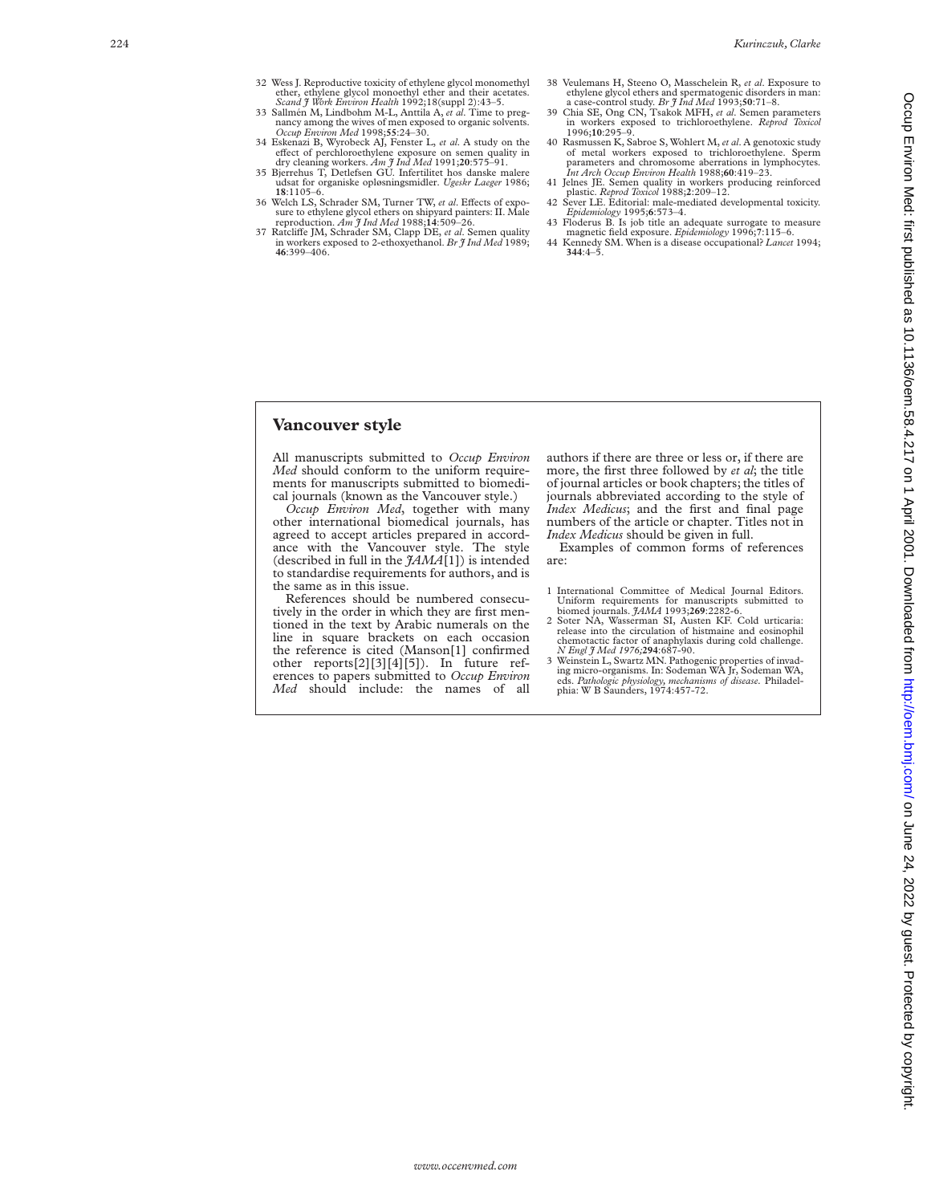32 Wess J. Reproductive toxicity of ethylene glycol monomethyl ether, ethylene glycol monoethyl ether and their acetates. *Scand J Work Environ Health* 1992;18(suppl 2):43–5.

33 Sallmén M, Lindbohm M-L, Anttila A, *et al*. Time to pregnancy among the wives of men exposed to organic solvents. *Occup Environ Med* 1998;**55**:24–30.

34 Eskenazi B, Wyrobeck AJ, Fenster L, *et al*. A study on the effect of perchloroethylene exposure on semen quality in dry cleaning workers. *Am J Ind Med* 1991;**20**:575–91.

35 Bjerrehus T, Detlefsen GU. Infertilitet hos danske malere udsat for organiske opløsningsmidler. *Ugeskr Laeger* 1986; **18**:1105–6.

36 Welch LS, Schrader SM, Turner TW, *et al*. Effects of exposure to ethylene glycol ethers on shipyard painters: II. Male reproduction. *Am J Ind Med* 1988;**14**:509–26.

37 Ratcliffe JM, Schrader SM, Clapp DE, *et al*. Semen quality in workers exposed to 2-ethoxyethanol. *Br J Ind Med* 1989; **46**:399–406.

38 Veulemans H, Steeno O, Masschelein R, *et al*. Exposure to ethylene glycol ethers and spermatogenic disorders in man: a case-control study. *Br J Ind Med* 1993;**50**:71–8.

39 Chia SE, Ong CN, Tsakok MFH, *et al*. Semen parameters in workers exposed to trichloroethylene. *Reprod Toxicol* 1996;**10**:295–9.

40 Rasmussen K, Sabroe S, Wohlert M, *et al*. A genotoxic study of metal workers exposed to trichloroethylene. Sperm parameters and chromosome aberrations in lymphocytes. *Int Arch Occup Environ Health* 1988;**60**:419–23.

41 Jelnes JE. Semen quality in workers producing reinforced plastic. *Reprod Toxicol* 1988;**2**:209–12.

42 Sever LE. Editorial: male-mediated developmental toxicity. *Epidemiology* 1995;**6**:573–4.

43 Floderus B. Is job title an adequate surrogate to measure magnetic field exposure. *Epidemiology* 1996;**7**:115–6.

44 Kennedy SM. When is a disease occupational? *Lancet* 1994; **344**:4–5.

## Vancouver style

All manuscripts submitted to *Occup Environ Med* should conform to the uniform requirements for manuscripts submitted to biomedical journals (known as the Vancouver style.)

*Occup Environ Med*, together with many other international biomedical journals, has agreed to accept articles prepared in accordance with the Vancouver style. The style (described in full in the *JAMA*[1]) is intended to standardise requirements for authors, and is the same as in this issue.

References should be numbered consecutively in the order in which they are first mentioned in the text by Arabic numerals on the line in square brackets on each occasion the reference is cited (Manson[1] confirmed other reports[2][3][4][5]). In future references to papers submitted to *Occup Environ Med* should include: the names of all authors if there are three or less or, if there are more, the first three followed by *et al*; the title of journal articles or book chapters; the titles of journals abbreviated according to the style of *Index Medicus*; and the first and final page numbers of the article or chapter. Titles not in *Index Medicus* should be given in full.

Examples of common forms of references are:

1 International Committee of Medical Journal Editors. Uniform requirements for manuscripts submitted to biomed journals. *JAMA* 1993;**269**:2282-6.

2 Soter NA, Wasserman SI, Austen KF. Cold urticaria: release into the circulation of histmaine and eosinophil chemotactic factor of anaphylaxis during cold challenge. *N Engl J Med 1976*;**294**:687-90.

3 Weinstein L, Swartz MN. Pathogenic properties of invading micro-organisms. In: Sodeman WA Jr, Sodeman WA, eds. *Pathologic physiology, mechanisms of disease.* Philadelphia: W B Saunders, 1974:457-72.